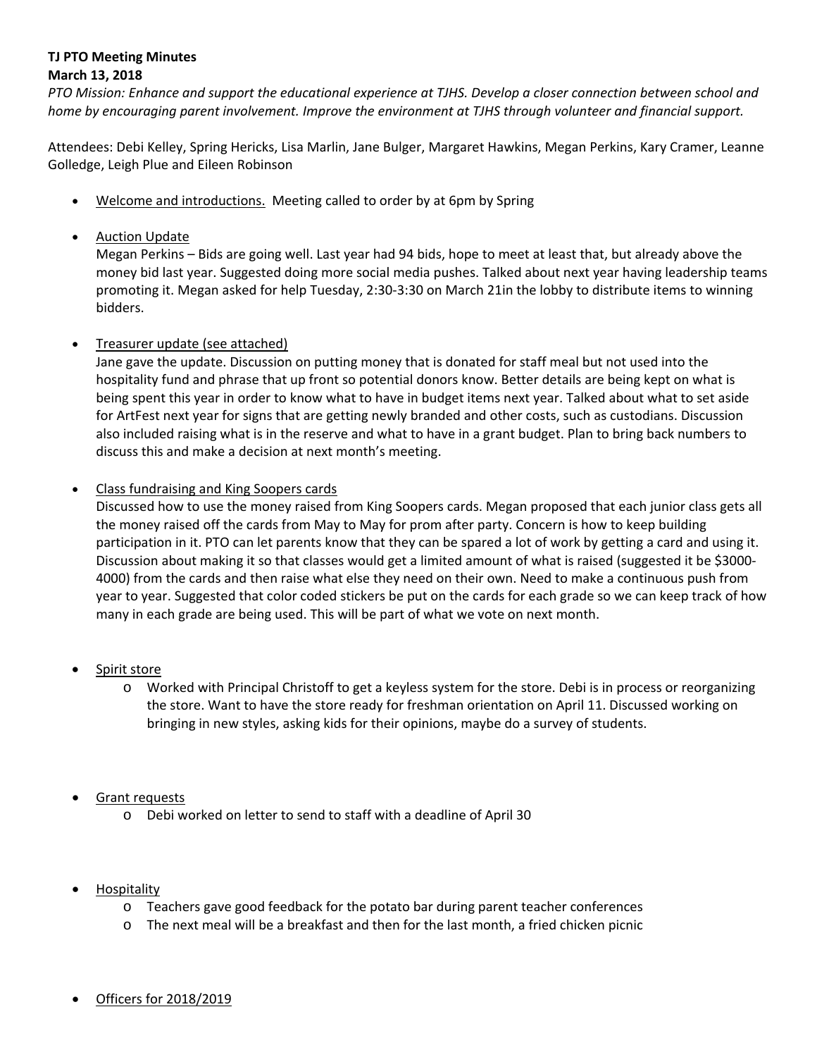**TJ PTO Meeting Minutes**
**March 13, 2018**

*PTO Mission: Enhance and support the educational experience at TJHS. Develop a closer connection between school and home by encouraging parent involvement. Improve the environment at TJHS through volunteer and financial support.*

Attendees: Debi Kelley, Spring Hericks, Lisa Marlin, Jane Bulger, Margaret Hawkins, Megan Perkins, Kary Cramer, Leanne Golledge, Leigh Plue and Eileen Robinson

- <u>Welcome and introductions.</u> Meeting called to order by at 6pm by Spring

- <u>Auction Update</u>
  Megan Perkins – Bids are going well. Last year had 94 bids, hope to meet at least that, but already above the money bid last year. Suggested doing more social media pushes. Talked about next year having leadership teams promoting it. Megan asked for help Tuesday, 2:30-3:30 on March 21in the lobby to distribute items to winning bidders.

- <u>Treasurer update (see attached)</u>
  Jane gave the update. Discussion on putting money that is donated for staff meal but not used into the hospitality fund and phrase that up front so potential donors know. Better details are being kept on what is being spent this year in order to know what to have in budget items next year. Talked about what to set aside for ArtFest next year for signs that are getting newly branded and other costs, such as custodians. Discussion also included raising what is in the reserve and what to have in a grant budget. Plan to bring back numbers to discuss this and make a decision at next month's meeting.

- <u>Class fundraising and King Soopers cards</u>
  Discussed how to use the money raised from King Soopers cards. Megan proposed that each junior class gets all the money raised off the cards from May to May for prom after party. Concern is how to keep building participation in it. PTO can let parents know that they can be spared a lot of work by getting a card and using it. Discussion about making it so that classes would get a limited amount of what is raised (suggested it be $3000-4000) from the cards and then raise what else they need on their own. Need to make a continuous push from year to year. Suggested that color coded stickers be put on the cards for each grade so we can keep track of how many in each grade are being used. This will be part of what we vote on next month.

- <u>Spirit store</u>
  - Worked with Principal Christoff to get a keyless system for the store. Debi is in process or reorganizing the store. Want to have the store ready for freshman orientation on April 11. Discussed working on bringing in new styles, asking kids for their opinions, maybe do a survey of students.

- <u>Grant requests</u>
  - Debi worked on letter to send to staff with a deadline of April 30

- <u>Hospitality</u>
  - Teachers gave good feedback for the potato bar during parent teacher conferences
  - The next meal will be a breakfast and then for the last month, a fried chicken picnic

- <u>Officers for 2018/2019</u>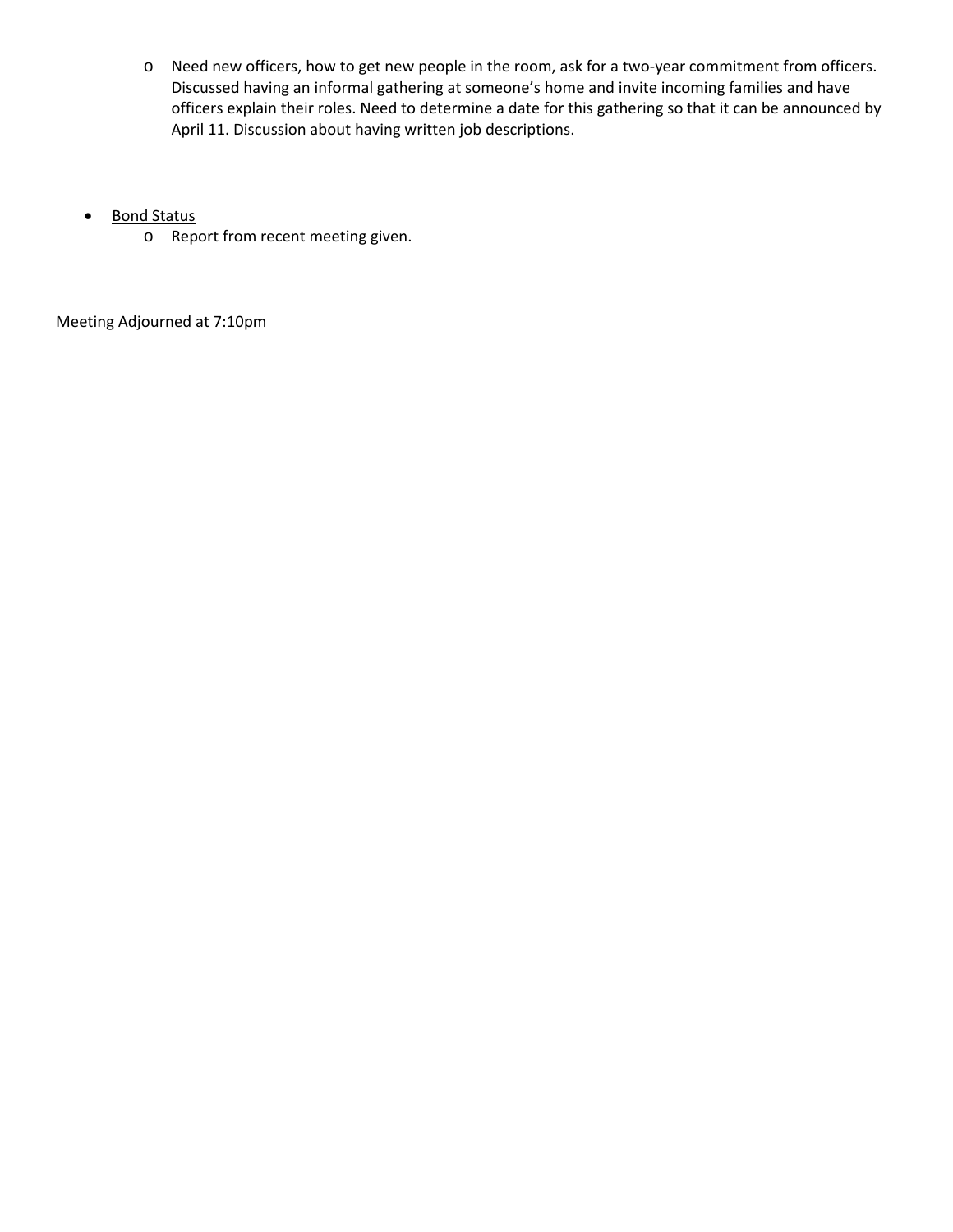- Need new officers, how to get new people in the room, ask for a two-year commitment from officers. Discussed having an informal gathering at someone's home and invite incoming families and have officers explain their roles. Need to determine a date for this gathering so that it can be announced by April 11. Discussion about having written job descriptions.

- <u>Bond Status</u>
    - Report from recent meeting given.

Meeting Adjourned at 7:10pm